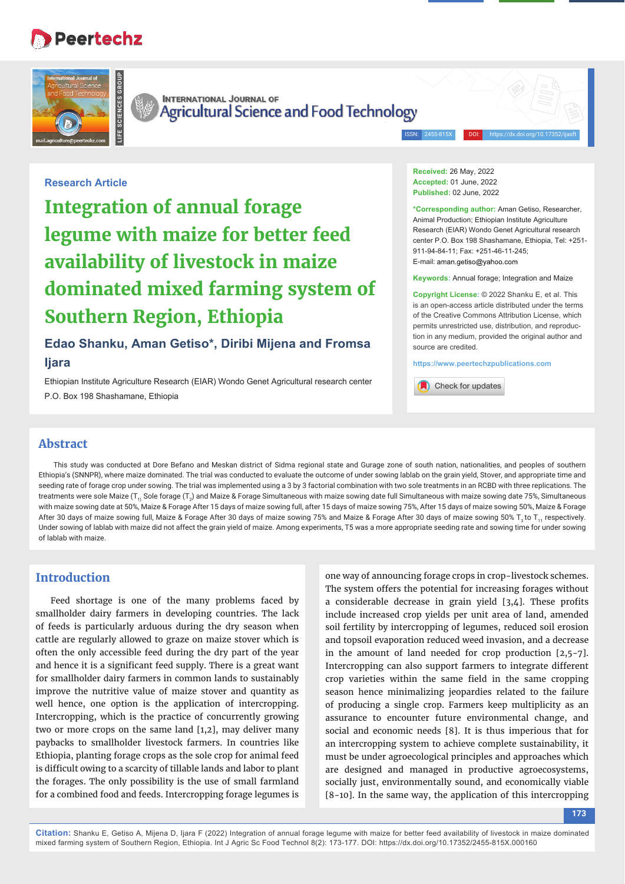Research Article

# Integration of annual forage legume with maize for better feed availability of livestock in maize dominated mixed farming system of Southern Region, Ethiopia

**Edao Shanku, Aman Getiso*, Diribi Mijena and Fromsa Ijara**

Ethiopian Institute Agriculture Research (EIAR) Wondo Genet Agricultural research center P.O. Box 198 Shashamane, Ethiopia

**Received:** 26 May, 2022
**Accepted:** 01 June, 2022
**Published:** 02 June, 2022

***Corresponding author:** Aman Getiso, Researcher, Animal Production; Ethiopian Institute Agriculture Research (EIAR) Wondo Genet Agricultural research center P.O. Box 198 Shashamane, Ethiopia, Tel: +251-911-94-84-11; Fax: +251-46-11-245; E-mail: aman.getiso@yahoo.com

**Keywords:** Annual forage; Integration and Maize

**Copyright License:** © 2022 Shanku E, et al. This is an open-access article distributed under the terms of the Creative Commons Attribution License, which permits unrestricted use, distribution, and reproduction in any medium, provided the original author and source are credited.

https://www.peertechzpublications.com

## Abstract

This study was conducted at Dore Befano and Meskan district of Sidma regional state and Gurage zone of south nation, nationalities, and peoples of southern Ethiopia's (SNNPR), where maize dominated. The trial was conducted to evaluate the outcome of under sowing lablab on the grain yield, Stover, and appropriate time and seeding rate of forage crop under sowing. The trial was implemented using a 3 by 3 factorial combination with two sole treatments in an RCBD with three replications. The treatments were sole Maize ($T_1$, Sole forage ($T_2$) and Maize & Forage Simultaneous with maize sowing date full Simultaneous with maize sowing date 75%, Simultaneous with maize sowing date at 50%, Maize & Forage After 15 days of maize sowing full, after 15 days of maize sowing 75%, After 15 days of maize sowing 50%, Maize & Forage After 30 days of maize sowing full, Maize & Forage After 30 days of maize sowing 75% and Maize & Forage After 30 days of maize sowing 50% $T_3$ to $T_{11}$ respectively. Under sowing of lablab with maize did not affect the grain yield of maize. Among experiments, T5 was a more appropriate seeding rate and sowing time for under sowing of lablab with maize.

## Introduction

Feed shortage is one of the many problems faced by smallholder dairy farmers in developing countries. The lack of feeds is particularly arduous during the dry season when cattle are regularly allowed to graze on maize stover which is often the only accessible feed during the dry part of the year and hence it is a significant feed supply. There is a great want for smallholder dairy farmers in common lands to sustainably improve the nutritive value of maize stover and quantity as well hence, one option is the application of intercropping. Intercropping, which is the practice of concurrently growing two or more crops on the same land [1,2], may deliver many paybacks to smallholder livestock farmers. In countries like Ethiopia, planting forage crops as the sole crop for animal feed is difficult owing to a scarcity of tillable lands and labor to plant the forages. The only possibility is the use of small farmland for a combined food and feeds. Intercropping forage legumes is one way of announcing forage crops in crop-livestock schemes. The system offers the potential for increasing forages without a considerable decrease in grain yield [3,4]. These profits include increased crop yields per unit area of land, amended soil fertility by intercropping of legumes, reduced soil erosion and topsoil evaporation reduced weed invasion, and a decrease in the amount of land needed for crop production [2,5-7]. Intercropping can also support farmers to integrate different crop varieties within the same field in the same cropping season hence minimalizing jeopardies related to the failure of producing a single crop. Farmers keep multiplicity as an assurance to encounter future environmental change, and social and economic needs [8]. It is thus imperious that for an intercropping system to achieve complete sustainability, it must be under agroecological principles and approaches which are designed and managed in productive agroecosystems, socially just, environmentally sound, and economically viable [8-10]. In the same way, the application of this intercropping

**Citation:** Shanku E, Getiso A, Mijena D, Ijara F (2022) Integration of annual forage legume with maize for better feed availability of livestock in maize dominated mixed farming system of Southern Region, Ethiopia. Int J Agric Sc Food Technol 8(2): 173-177. DOI: https://dx.doi.org/10.17352/2455-815X.000160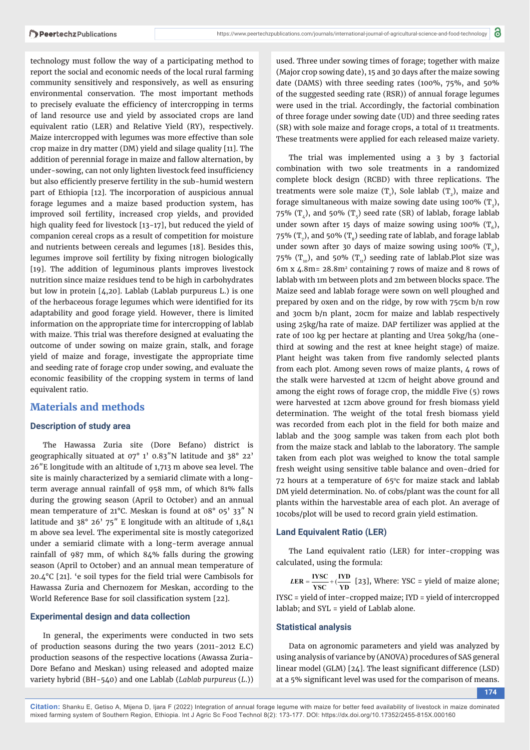technology must follow the way of a participating method to report the social and economic needs of the local rural farming community sensitively and responsively, as well as ensuring environmental conservation. The most important methods to precisely evaluate the efficiency of intercropping in terms of land resource use and yield by associated crops are land equivalent ratio (LER) and Relative Yield (RY), respectively. Maize intercropped with legumes was more effective than sole crop maize in dry matter (DM) yield and silage quality [11]. The addition of perennial forage in maize and fallow alternation, by under-sowing, can not only lighten livestock feed insufficiency but also efficiently preserve fertility in the sub-humid western part of Ethiopia [12]. The incorporation of auspicious annual forage legumes and a maize based production system, has improved soil fertility, increased crop yields, and provided high quality feed for livestock [13-17], but reduced the yield of companion cereal crops as a result of competition for moisture and nutrients between cereals and legumes [18]. Besides this, legumes improve soil fertility by fixing nitrogen biologically [19]. The addition of leguminous plants improves livestock nutrition since maize residues tend to be high in carbohydrates but low in protein [4,20]. Lablab (Lablab purpureus L.) is one of the herbaceous forage legumes which were identified for its adaptability and good forage yield. However, there is limited information on the appropriate time for intercropping of lablab with maize. This trial was therefore designed at evaluating the outcome of under sowing on maize grain, stalk, and forage yield of maize and forage, investigate the appropriate time and seeding rate of forage crop under sowing, and evaluate the economic feasibility of the cropping system in terms of land equivalent ratio.

## Materials and methods

### Description of study area

The Hawassa Zuria site (Dore Befano) district is geographically situated at 07° 1' 0.83″N latitude and 38° 22' 26″E longitude with an altitude of 1,713 m above sea level. The site is mainly characterized by a semiarid climate with a long-term average annual rainfall of 958 mm, of which 81% falls during the growing season (April to October) and an annual mean temperature of 21°C. Meskan is found at 08° 05' 33″ N latitude and 38° 26' 75″ E longitude with an altitude of 1,841 m above sea level. The experimental site is mostly categorized under a semiarid climate with a long-term average annual rainfall of 987 mm, of which 84% falls during the growing season (April to October) and an annual mean temperature of 20.4°C [21]. 'e soil types for the field trial were Cambisols for Hawassa Zuria and Chernozem for Meskan, according to the World Reference Base for soil classification system [22].

### Experimental design and data collection

In general, the experiments were conducted in two sets of production seasons during the two years (2011-2012 E.C) production seasons of the respective locations (Awassa Zuria-Dore Befano and Meskan) using released and adopted maize variety hybrid (BH-540) and one Lablab (*Lablab purpureus* (*L.*)) used. Three under sowing times of forage; together with maize (Major crop sowing date), 15 and 30 days after the maize sowing date (DAMS) with three seeding rates (100%, 75%, and 50% of the suggested seeding rate (RSR)) of annual forage legumes were used in the trial. Accordingly, the factorial combination of three forage under sowing date (UD) and three seeding rates (SR) with sole maize and forage crops, a total of 11 treatments. These treatments were applied for each released maize variety.

The trial was implemented using a 3 by 3 factorial combination with two sole treatments in a randomized complete block design (RCBD) with three replications. The treatments were sole maize ($T_1$), Sole lablab ($T_2$), maize and forage simultaneous with maize sowing date using 100% ($T_3$), 75% ($T_4$), and 50% ($T_5$) seed rate (SR) of lablab, forage lablab under sown after 15 days of maize sowing using 100% ($T_6$), 75% ($T_7$), and 50% ($T_8$) seeding rate of lablab, and forage lablab under sown after 30 days of maize sowing using 100% ($T_9$), 75% ($T_{10}$), and 50% ($T_{11}$) seeding rate of lablab.Plot size was 6m x 4.8m= 28.8m² containing 7 rows of maize and 8 rows of lablab with 1m between plots and 2m between blocks space. The Maize seed and lablab forage were sown on well ploughed and prepared by oxen and on the ridge, by row with 75cm b/n row and 30cm b/n plant, 20cm for maize and lablab respectively using 25kg/ha rate of maize. DAP fertilizer was applied at the rate of 100 kg per hectare at planting and Urea 50kg/ha (one-third at sowing and the rest at knee height stage) of maize. Plant height was taken from five randomly selected plants from each plot. Among seven rows of maize plants, 4 rows of the stalk were harvested at 12cm of height above ground and among the eight rows of forage crop, the middle Five (5) rows were harvested at 12cm above ground for fresh biomass yield determination. The weight of the total fresh biomass yield was recorded from each plot in the field for both maize and lablab and the 300g sample was taken from each plot both from the maize stack and lablab to the laboratory. The sample taken from each plot was weighed to know the total sample fresh weight using sensitive table balance and oven-dried for 72 hours at a temperature of 65°c for maize stack and lablab DM yield determination. No. of cobs/plant was the count for all plants within the harvestable area of each plot. An average of 10cobs/plot will be used to record grain yield estimation.

### Land Equivalent Ratio (LER)

The Land equivalent ratio (LER) for inter-cropping was calculated, using the formula:

$LER = \frac{IYSC}{YSC} + (\frac{IYD}{YD}$ [23], Where: YSC = yield of maize alone; IYSC = yield of inter-cropped maize; IYD = yield of intercropped lablab; and SYL = yield of Lablab alone.

### Statistical analysis

Data on agronomic parameters and yield was analyzed by using analysis of variance by (ANOVA) procedures of SAS general linear model (GLM) [24]. The least significant difference (LSD) at a 5% significant level was used for the comparison of means.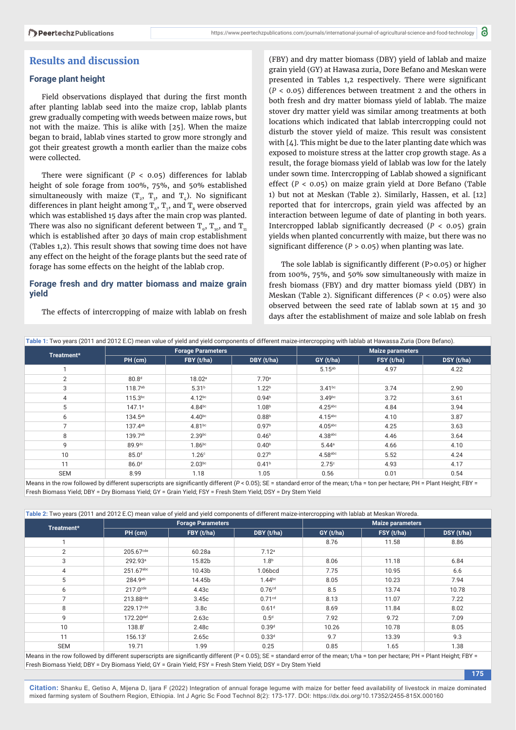## Results and discussion

### Forage plant height

Field observations displayed that during the first month after planting lablab seed into the maize crop, lablab plants grew gradually competing with weeds between maize rows, but not with the maize. This is alike with [25]. When the maize began to braid, lablab vines started to grow more strongly and got their greatest growth a month earlier than the maize cobs were collected.

There were significant ($P < 0.05$) differences for lablab height of sole forage from 100%, 75%, and 50% established simultaneously with maize ($T_2$, $T_3$, and $T_4$). No significant differences in plant height among $T_6$, $T_7$, and $T_8$ were observed which was established 15 days after the main crop was planted. There was also no significant deferent between $T_9$, $T_{10}$, and $T_{11}$ which is established after 30 days of main crop establishment (Tables 1,2). This result shows that sowing time does not have any effect on the height of the forage plants but the seed rate of forage has some effects on the height of the lablab crop.

### Forage fresh and dry matter biomass and maize grain yield

The effects of intercropping of maize with lablab on fresh (FBY) and dry matter biomass (DBY) yield of lablab and maize grain yield (GY) at Hawasa zuria, Dore Befano and Meskan were presented in Tables 1,2 respectively. There were significant ($P < 0.05$) differences between treatment 2 and the others in both fresh and dry matter biomass yield of lablab. The maize stover dry matter yield was similar among treatments at both locations which indicated that lablab intercropping could not disturb the stover yield of maize. This result was consistent with [4]. This might be due to the later planting date which was exposed to moisture stress at the latter crop growth stage. As a result, the forage biomass yield of lablab was low for the lately under sown time. Intercropping of Lablab showed a significant effect ($P < 0.05$) on maize grain yield at Dore Befano (Table 1) but not at Meskan (Table 2). Similarly, Hassen, et al. [12] reported that for intercrops, grain yield was affected by an interaction between legume of date of planting in both years. Intercropped lablab significantly decreased ($P < 0.05$) grain yields when planted concurrently with maize, but there was no significant difference ($P > 0.05$) when planting was late.

The sole lablab is significantly different ($P>0.05$) or higher from 100%, 75%, and 50% sow simultaneously with maize in fresh biomass (FBY) and dry matter biomass yield (DBY) in Meskan (Table 2). Significant differences ($P < 0.05$) were also observed between the seed rate of lablab sown at 15 and 30 days after the establishment of maize and sole lablab on fresh

**Table 1:** Two years (2011 and 2012 E.C) mean value of yield and yield components of different maize-intercropping with lablab at Hawassa Zuria (Dore Befano).

| Treatment* | Forage Parameters | | | Maize parameters | | |
|---|---|---|---|---|---|---|
| | PH (cm) | FBY (t/ha) | DBY (t/ha) | GY (t/ha) | FSY (t/ha) | DSY (t/ha) |
| 1 | | | | 5.15$^{ab}$ | 4.97 | 4.22 |
| 2 | 80.8$^{d}$ | 18.02$^{a}$ | 7.70$^{a}$ | | | |
| 3 | 118.7$^{ab}$ | 5.31$^{b}$ | 1.22$^{b}$ | 3.41$^{bc}$ | 3.74 | 2.90 |
| 4 | 115.3$^{bc}$ | 4.12$^{bc}$ | 0.94$^{b}$ | 3.49$^{bc}$ | 3.72 | 3.61 |
| 5 | 147.1$^{a}$ | 4.84$^{bc}$ | 1.08$^{b}$ | 4.25$^{abc}$ | 4.84 | 3.94 |
| 6 | 134.5$^{ab}$ | 4.40$^{bc}$ | 0.88$^{b}$ | 4.15$^{abc}$ | 4.10 | 3.87 |
| 7 | 137.4$^{ab}$ | 4.81$^{bc}$ | 0.97$^{b}$ | 4.05$^{abc}$ | 4.25 | 3.63 |
| 8 | 139.7$^{ab}$ | 2.39$^{bc}$ | 0.46$^{b}$ | 4.38$^{abc}$ | 4.46 | 3.64 |
| 9 | 89.9$^{dc}$ | 1.86$^{bc}$ | 0.40$^{b}$ | 5.44$^{a}$ | 4.66 | 4.10 |
| 10 | 85.0$^{d}$ | 1.26$^{c}$ | 0.27$^{b}$ | 4.58$^{abc}$ | 5.52 | 4.24 |
| 11 | 86.0$^{d}$ | 2.03$^{bc}$ | 0.41$^{b}$ | 2.75$^{c}$ | 4.93 | 4.17 |
| SEM | 8.99 | 1.18 | 1.05 | 0.56 | 0.01 | 0.54 |

Means in the row followed by different superscripts are significantly different ($P < 0.05$); SE = standard error of the mean; t/ha = ton per hectare; PH = Plant Height; FBY = Fresh Biomass Yield; DBY = Dry Biomass Yield; GY = Grain Yield; FSY = Fresh Stem Yield; DSY = Dry Stem Yield

**Table 2:** Two years (2011 and 2012 E.C) mean value of yield and yield components of different maize-intercropping with lablab at Meskan Woreda.

| Treatment* | Forage Parameters | | | Maize parameters | | |
|---|---|---|---|---|---|---|
| | PH (cm) | FBY (t/ha) | DBY (t/ha) | GY (t/ha) | FSY (t/ha) | DSY (t/ha) |
| 1 | | | | 8.76 | 11.58 | 8.86 |
| 2 | 205.67$^{cde}$ | 60.28a | 7.12$^{a}$ | | | |
| 3 | 292.93$^{a}$ | 15.82b | 1.8$^{b}$ | 8.06 | 11.18 | 6.84 |
| 4 | 251.67$^{abc}$ | 10.43b | 1.06bcd | 7.75 | 10.95 | 6.6 |
| 5 | 284.9$^{ab}$ | 14.45b | 1.44$^{bc}$ | 8.05 | 10.23 | 7.94 |
| 6 | 217.0$^{cde}$ | 4.43c | 0.76$^{cd}$ | 8.5 | 13.74 | 10.78 |
| 7 | 213.88$^{cde}$ | 3.45c | 0.71$^{cd}$ | 8.13 | 11.07 | 7.22 |
| 8 | 229.17$^{cde}$ | 3.8c | 0.61$^{d}$ | 8.69 | 11.84 | 8.02 |
| 9 | 172.20$^{def}$ | 2.63c | 0.5$^{d}$ | 7.92 | 9.72 | 7.09 |
| 10 | 138.8$^{f}$ | 2.48c | 0.39$^{d}$ | 10.26 | 10.78 | 8.05 |
| 11 | 156.13$^{f}$ | 2.65c | 0.33$^{d}$ | 9.7 | 13.39 | 9.3 |
| SEM | 19.71 | 1.99 | 0.25 | 0.85 | 1.65 | 1.38 |

Means in the row followed by different superscripts are significantly different ($P < 0.05$); SE = standard error of the mean; t/ha = ton per hectare; PH = Plant Height; FBY = Fresh Biomass Yield; DBY = Dry Biomass Yield; GY = Grain Yield; FSY = Fresh Stem Yield; DSY = Dry Stem Yield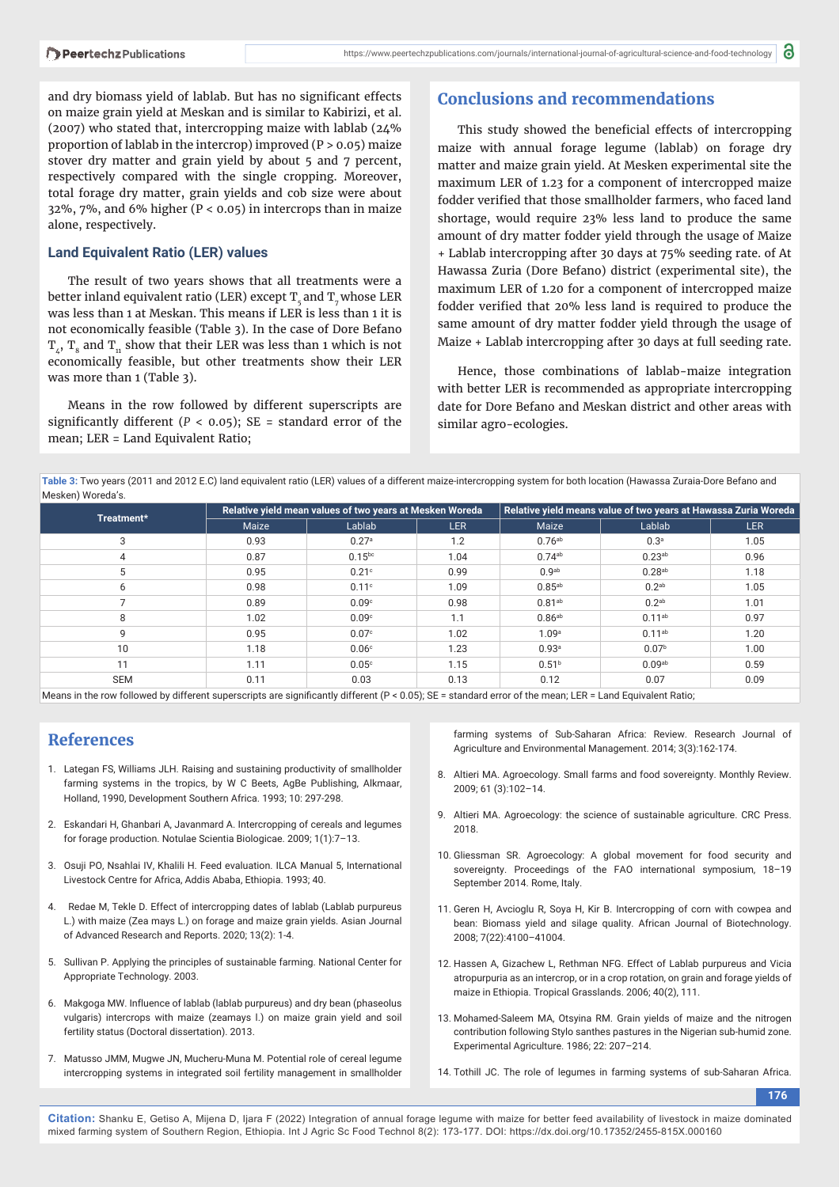and dry biomass yield of lablab. But has no significant effects on maize grain yield at Meskan and is similar to Kabirizi, et al. (2007) who stated that, intercropping maize with lablab (24% proportion of lablab in the intercrop) improved ($P > 0.05$) maize stover dry matter and grain yield by about 5 and 7 percent, respectively compared with the single cropping. Moreover, total forage dry matter, grain yields and cob size were about 32%, 7%, and 6% higher ($P < 0.05$) in intercrops than in maize alone, respectively.

### Land Equivalent Ratio (LER) values

The result of two years shows that all treatments were a better inland equivalent ratio (LER) except $T_5$ and $T_7$ whose LER was less than 1 at Meskan. This means if LER is less than 1 it is not economically feasible (Table 3). In the case of Dore Befano $T_4$, $T_8$ and $T_{11}$ show that their LER was less than 1 which is not economically feasible, but other treatments show their LER was more than 1 (Table 3).

Means in the row followed by different superscripts are significantly different ($P < 0.05$); SE = standard error of the mean; LER = Land Equivalent Ratio;

## Conclusions and recommendations

This study showed the beneficial effects of intercropping maize with annual forage legume (lablab) on forage dry matter and maize grain yield. At Mesken experimental site the maximum LER of 1.23 for a component of intercropped maize fodder verified that those smallholder farmers, who faced land shortage, would require 23% less land to produce the same amount of dry matter fodder yield through the usage of Maize + Lablab intercropping after 30 days at 75% seeding rate. of At Hawassa Zuria (Dore Befano) district (experimental site), the maximum LER of 1.20 for a component of intercropped maize fodder verified that 20% less land is required to produce the same amount of dry matter fodder yield through the usage of Maize + Lablab intercropping after 30 days at full seeding rate.

Hence, those combinations of lablab-maize integration with better LER is recommended as appropriate intercropping date for Dore Befano and Meskan district and other areas with similar agro-ecologies.

**Table 3:** Two years (2011 and 2012 E.C) land equivalent ratio (LER) values of a different maize-intercropping system for both location (Hawassa Zuraia-Dore Befano and Mesken) Woreda's.

| Treatment* | Relative yield mean values of two years at Mesken Woreda | | | Relative yield means value of two years at Hawassa Zuria Woreda | | |
|---|---|---|---|---|---|---|
| | Maize | Lablab | LER | Maize | Lablab | LER |
| 3 | 0.93 | 0.27$^{a}$ | 1.2 | 0.76$^{ab}$ | 0.3$^{a}$ | 1.05 |
| 4 | 0.87 | 0.15$^{bc}$ | 1.04 | 0.74$^{ab}$ | 0.23$^{ab}$ | 0.96 |
| 5 | 0.95 | 0.21$^{c}$ | 0.99 | 0.9$^{ab}$ | 0.28$^{ab}$ | 1.18 |
| 6 | 0.98 | 0.11$^{c}$ | 1.09 | 0.85$^{ab}$ | 0.2$^{ab}$ | 1.05 |
| 7 | 0.89 | 0.09$^{c}$ | 0.98 | 0.81$^{ab}$ | 0.2$^{ab}$ | 1.01 |
| 8 | 1.02 | 0.09$^{c}$ | 1.1 | 0.86$^{ab}$ | 0.11$^{ab}$ | 0.97 |
| 9 | 0.95 | 0.07$^{c}$ | 1.02 | 1.09$^{a}$ | 0.11$^{ab}$ | 1.20 |
| 10 | 1.18 | 0.06$^{c}$ | 1.23 | 0.93$^{a}$ | 0.07$^{b}$ | 1.00 |
| 11 | 1.11 | 0.05$^{c}$ | 1.15 | 0.51$^{b}$ | 0.09$^{ab}$ | 0.59 |
| SEM | 0.11 | 0.03 | 0.13 | 0.12 | 0.07 | 0.09 |

Means in the row followed by different superscripts are significantly different ($P < 0.05$); SE = standard error of the mean; LER = Land Equivalent Ratio;

## References

1. Lategan FS, Williams JLH. Raising and sustaining productivity of smallholder farming systems in the tropics, by W C Beets, AgBe Publishing, Alkmaar, Holland, 1990, Development Southern Africa. 1993; 10: 297-298.
2. Eskandari H, Ghanbari A, Javanmard A. Intercropping of cereals and legumes for forage production. Notulae Scientia Biologicae. 2009; 1(1):7–13.
3. Osuji PO, Nsahlai IV, Khalili H. Feed evaluation. ILCA Manual 5, International Livestock Centre for Africa, Addis Ababa, Ethiopia. 1993; 40.
4. Redae M, Tekle D. Effect of intercropping dates of lablab (Lablab purpureus L.) with maize (Zea mays L.) on forage and maize grain yields. Asian Journal of Advanced Research and Reports. 2020; 13(2): 1-4.
5. Sullivan P. Applying the principles of sustainable farming. National Center for Appropriate Technology. 2003.
6. Makgoga MW. Influence of lablab (lablab purpureus) and dry bean (phaseolus vulgaris) intercrops with maize (zeamays l.) on maize grain yield and soil fertility status (Doctoral dissertation). 2013.
7. Matusso JMM, Mugwe JN, Mucheru-Muna M. Potential role of cereal legume intercropping systems in integrated soil fertility management in smallholder farming systems of Sub-Saharan Africa: Review. Research Journal of Agriculture and Environmental Management. 2014; 3(3):162-174.
8. Altieri MA. Agroecology. Small farms and food sovereignty. Monthly Review. 2009; 61 (3):102–14.
9. Altieri MA. Agroecology: the science of sustainable agriculture. CRC Press. 2018.
10. Gliessman SR. Agroecology: A global movement for food security and sovereignty. Proceedings of the FAO international symposium, 18–19 September 2014. Rome, Italy.
11. Geren H, Avcioglu R, Soya H, Kir B. Intercropping of corn with cowpea and bean: Biomass yield and silage quality. African Journal of Biotechnology. 2008; 7(22):4100–41004.
12. Hassen A, Gizachew L, Rethman NFG. Effect of Lablab purpureus and Vicia atropurpuria as an intercrop, or in a crop rotation, on grain and forage yields of maize in Ethiopia. Tropical Grasslands. 2006; 40(2), 111.
13. Mohamed-Saleem MA, Otsyina RM. Grain yields of maize and the nitrogen contribution following Stylo santhes pastures in the Nigerian sub-humid zone. Experimental Agriculture. 1986; 22: 207–214.
14. Tothill JC. The role of legumes in farming systems of sub-Saharan Africa.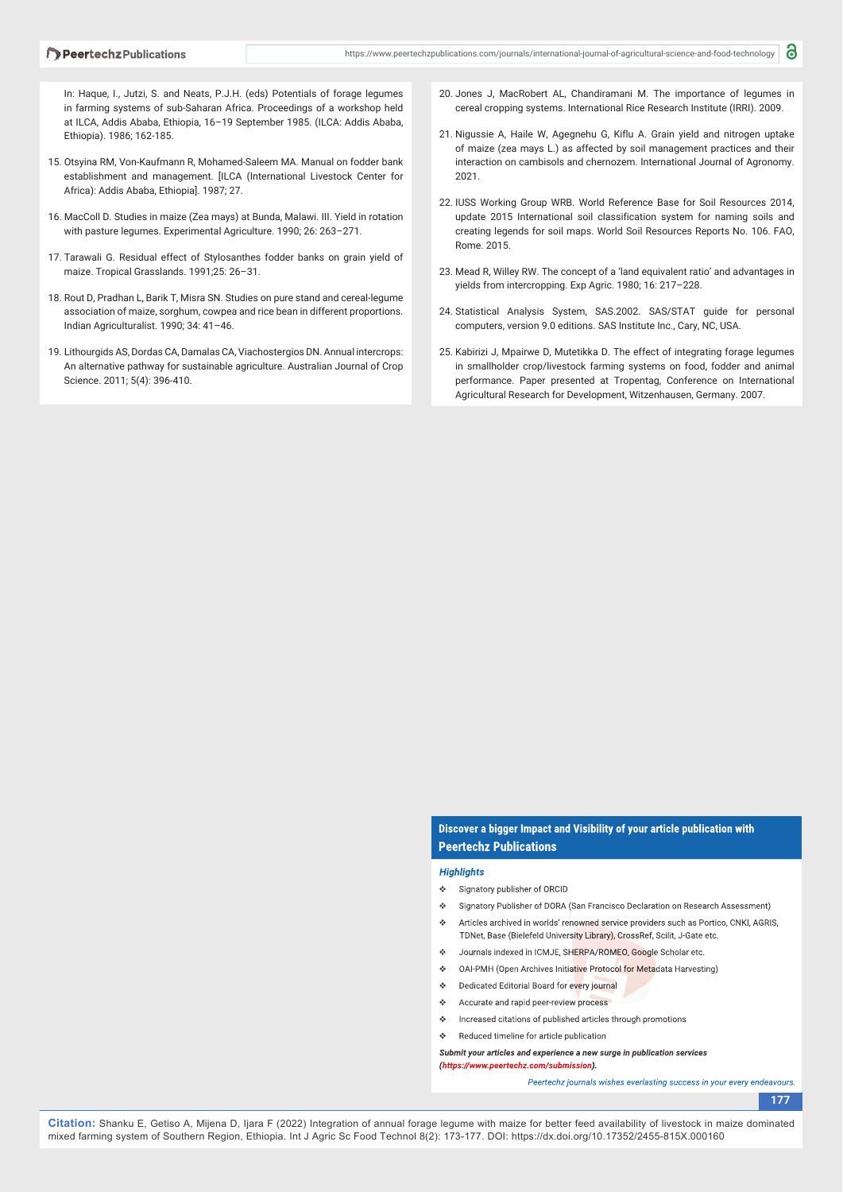In: Haque, I., Jutzi, S. and Neats, P.J.H. (eds) Potentials of forage legumes in farming systems of sub-Saharan Africa. Proceedings of a workshop held at ILCA, Addis Ababa, Ethiopia, 16–19 September 1985. (ILCA: Addis Ababa, Ethiopia). 1986; 162-185.

15. Otsyina RM, Von-Kaufmann R, Mohamed-Saleem MA. Manual on fodder bank establishment and management. [ILCA (International Livestock Center for Africa): Addis Ababa, Ethiopia]. 1987; 27.

16. MacColl D. Studies in maize (Zea mays) at Bunda, Malawi. III. Yield in rotation with pasture legumes. Experimental Agriculture. 1990; 26: 263–271.

17. Tarawali G. Residual effect of Stylosanthes fodder banks on grain yield of maize. Tropical Grasslands. 1991;25: 26–31.

18. Rout D, Pradhan L, Barik T, Misra SN. Studies on pure stand and cereal-legume association of maize, sorghum, cowpea and rice bean in different proportions. Indian Agriculturalist. 1990; 34: 41–46.

19. Lithourgids AS, Dordas CA, Damalas CA, Viachostergios DN. Annual intercrops: An alternative pathway for sustainable agriculture. Australian Journal of Crop Science. 2011; 5(4): 396-410.

20. Jones J, MacRobert AL, Chandiramani M. The importance of legumes in cereal cropping systems. International Rice Research Institute (IRRI). 2009.

21. Nigussie A, Haile W, Agegnehu G, Kiflu A. Grain yield and nitrogen uptake of maize (zea mays L.) as affected by soil management practices and their interaction on cambisols and chernozem. International Journal of Agronomy. 2021.

22. IUSS Working Group WRB. World Reference Base for Soil Resources 2014, update 2015 International soil classification system for naming soils and creating legends for soil maps. World Soil Resources Reports No. 106. FAO, Rome. 2015.

23. Mead R, Willey RW. The concept of a 'land equivalent ratio' and advantages in yields from intercropping. Exp Agric. 1980; 16: 217–228.

24. Statistical Analysis System, SAS.2002. SAS/STAT guide for personal computers, version 9.0 editions. SAS Institute Inc., Cary, NC, USA.

25. Kabirizi J, Mpairwe D, Mutetikka D. The effect of integrating forage legumes in smallholder crop/livestock farming systems on food, fodder and animal performance. Paper presented at Tropentag, Conference on International Agricultural Research for Development, Witzenhausen, Germany. 2007.

**Discover a bigger Impact and Visibility of your article publication with Peertechz Publications**

***Highlights***

- Signatory publisher of ORCID
- Signatory Publisher of DORA (San Francisco Declaration on Research Assessment)
- Articles archived in worlds' renowned service providers such as Portico, CNKI, AGRIS, TDNet, Base (Bielefeld University Library), CrossRef, Scilit, J-Gate etc.
- Journals indexed in ICMJE, SHERPA/ROMEO, Google Scholar etc.
- OAI-PMH (Open Archives Initiative Protocol for Metadata Harvesting)
- Dedicated Editorial Board for every journal
- Accurate and rapid peer-review process
- Increased citations of published articles through promotions
- Reduced timeline for article publication

***Submit your articles and experience a new surge in publication services (https://www.peertechz.com/submission).***

*Peertechz journals wishes everlasting success in your every endeavours.*

**Citation:** Shanku E, Getiso A, Mijena D, Ijara F (2022) Integration of annual forage legume with maize for better feed availability of livestock in maize dominated mixed farming system of Southern Region, Ethiopia. Int J Agric Sc Food Technol 8(2): 173-177. DOI: https://dx.doi.org/10.17352/2455-815X.000160